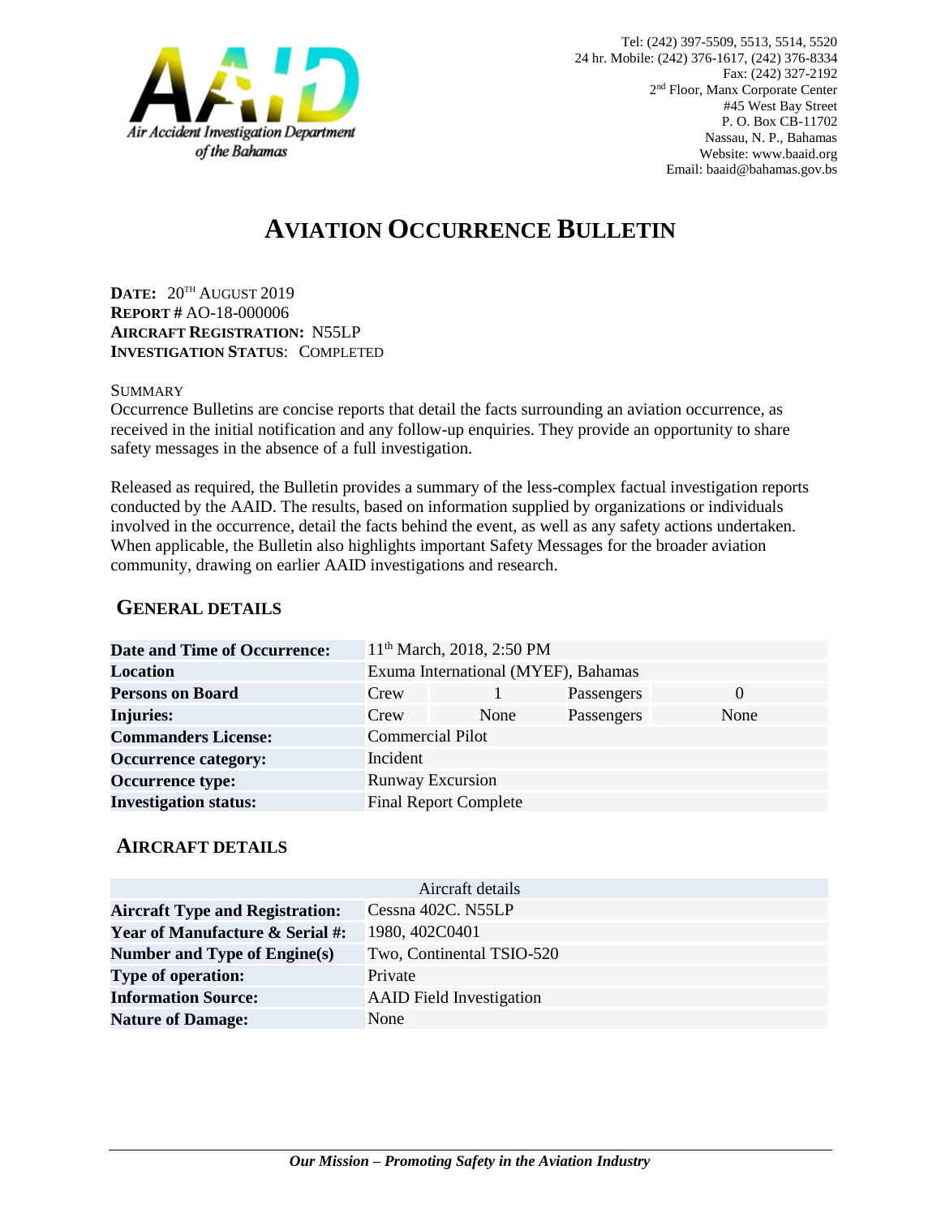Air Accident Investigation Department of the Bahamas

Tel: (242) 397-5509, 5513, 5514, 5520
24 hr. Mobile: (242) 376-1617, (242) 376-8334
Fax: (242) 327-2192
2nd Floor, Manx Corporate Center
#45 West Bay Street
P. O. Box CB-11702
Nassau, N. P., Bahamas
Website: www.baaid.org
Email: baaid@bahamas.gov.bs

# AVIATION OCCURRENCE BULLETIN

**DATE:** 20TH AUGUST 2019
**REPORT #** AO-18-000006
**AIRCRAFT REGISTRATION:** N55LP
**INVESTIGATION STATUS**: COMPLETED

SUMMARY
Occurrence Bulletins are concise reports that detail the facts surrounding an aviation occurrence, as received in the initial notification and any follow-up enquiries. They provide an opportunity to share safety messages in the absence of a full investigation.

Released as required, the Bulletin provides a summary of the less-complex factual investigation reports conducted by the AAID. The results, based on information supplied by organizations or individuals involved in the occurrence, detail the facts behind the event, as well as any safety actions undertaken. When applicable, the Bulletin also highlights important Safety Messages for the broader aviation community, drawing on earlier AAID investigations and research.

## GENERAL DETAILS

| | | | | |
|---|---|---|---|---|
| **Date and Time of Occurrence:** | 11th March, 2018, 2:50 PM | | | |
| **Location** | Exuma International (MYEF), Bahamas | | | |
| **Persons on Board** | Crew | 1 | Passengers | 0 |
| **Injuries:** | Crew | None | Passengers | None |
| **Commanders License:** | Commercial Pilot | | | |
| **Occurrence category:** | Incident | | | |
| **Occurrence type:** | Runway Excursion | | | |
| **Investigation status:** | Final Report Complete | | | |

## AIRCRAFT DETAILS

| Aircraft details | |
|---|---|
| **Aircraft Type and Registration:** | Cessna 402C. N55LP |
| **Year of Manufacture & Serial #:** | 1980, 402C0401 |
| **Number and Type of Engine(s)** | Two, Continental TSIO-520 |
| **Type of operation:** | Private |
| **Information Source:** | AAID Field Investigation |
| **Nature of Damage:** | None |

***Our Mission – Promoting Safety in the Aviation Industry***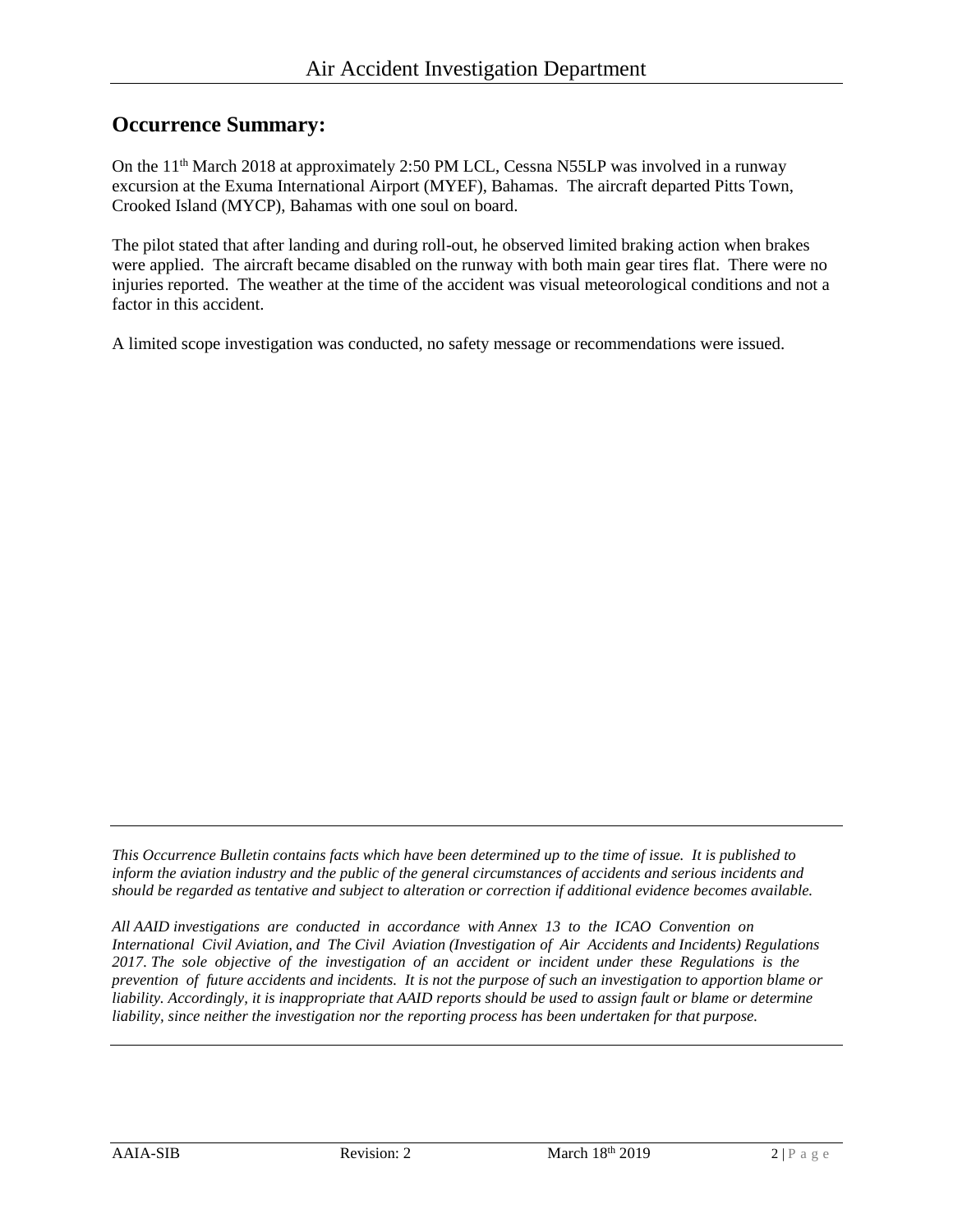## Occurrence Summary:

On the 11th March 2018 at approximately 2:50 PM LCL, Cessna N55LP was involved in a runway excursion at the Exuma International Airport (MYEF), Bahamas. The aircraft departed Pitts Town, Crooked Island (MYCP), Bahamas with one soul on board.

The pilot stated that after landing and during roll-out, he observed limited braking action when brakes were applied. The aircraft became disabled on the runway with both main gear tires flat. There were no injuries reported. The weather at the time of the accident was visual meteorological conditions and not a factor in this accident.

A limited scope investigation was conducted, no safety message or recommendations were issued.

---

*This Occurrence Bulletin contains facts which have been determined up to the time of issue. It is published to inform the aviation industry and the public of the general circumstances of accidents and serious incidents and should be regarded as tentative and subject to alteration or correction if additional evidence becomes available.*

*All AAID investigations are conducted in accordance with Annex 13 to the ICAO Convention on International Civil Aviation, and The Civil Aviation (Investigation of Air Accidents and Incidents) Regulations 2017. The sole objective of the investigation of an accident or incident under these Regulations is the prevention of future accidents and incidents. It is not the purpose of such an investigation to apportion blame or liability. Accordingly, it is inappropriate that AAID reports should be used to assign fault or blame or determine liability, since neither the investigation nor the reporting process has been undertaken for that purpose.*